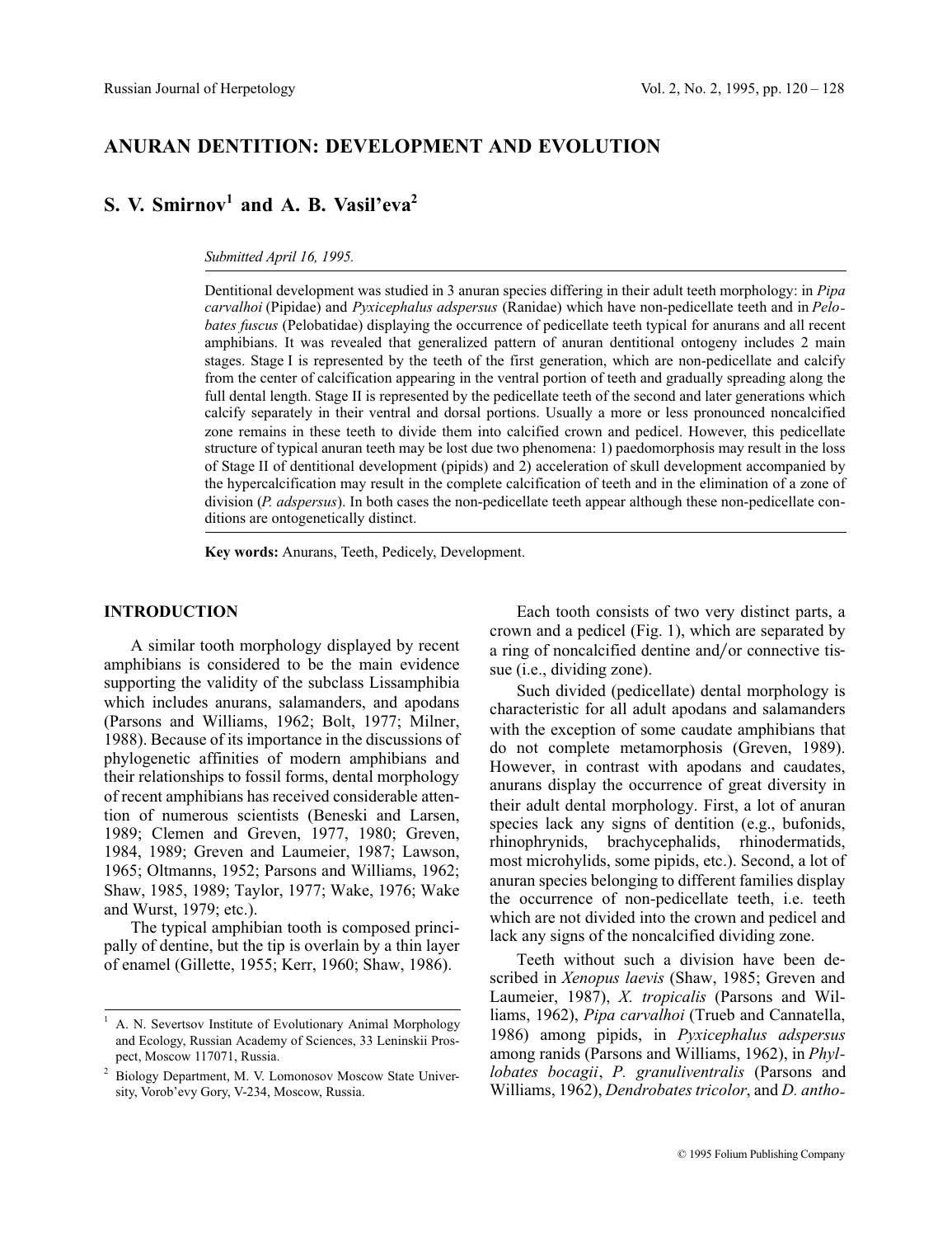#### ANURAN DENTITION: DEVELOPMENT AND EVOLUTION

**S. V. Smirnov[1] and A. B. Vasil'eva[2]**

*Submitted April 16, 1995.*

Dentitional development was studied in 3 anuran species differing in their adult teeth morphology: in *Pipa carvalhoi* (Pipidae) and *Pyxicephalus adspersus* (Ranidae) which have non-pedicellate teeth and in *Pelobates fuscus* (Pelobatidae) displaying the occurrence of pedicellate teeth typical for anurans and all recent amphibians. It was revealed that generalized pattern of anuran dentitional ontogeny includes 2 main stages. Stage I is represented by the teeth of the first generation, which are non-pedicellate and calcify from the center of calcification appearing in the ventral portion of teeth and gradually spreading along the full dental length. Stage II is represented by the pedicellate teeth of the second and later generations which calcify separately in their ventral and dorsal portions. Usually a more or less pronounced noncalcified zone remains in these teeth to divide them into calcified crown and pedicel. However, this pedicellate structure of typical anuran teeth may be lost due two phenomena: 1) paedomorphosis may result in the loss of Stage II of dentitional development (pipids) and 2) acceleration of skull development accompanied by the hypercalcification may result in the complete calcification of teeth and in the elimination of a zone of division (*P. adspersus*). In both cases the non-pedicellate teeth appear although these non-pedicellate conditions are ontogenetically distinct.

**Key words:** Anurans, Teeth, Pedicely, Development.

## INTRODUCTION

A similar tooth morphology displayed by recent amphibians is considered to be the main evidence supporting the validity of the subclass Lissamphibia which includes anurans, salamanders, and apodans (Parsons and Williams, 1962; Bolt, 1977; Milner, 1988). Because of its importance in the discussions of phylogenetic affinities of modern amphibians and their relationships to fossil forms, dental morphology of recent amphibians has received considerable attention of numerous scientists (Beneski and Larsen, 1989; Clemen and Greven, 1977, 1980; Greven, 1984, 1989; Greven and Laumeier, 1987; Lawson, 1965; Oltmanns, 1952; Parsons and Williams, 1962; Shaw, 1985, 1989; Taylor, 1977; Wake, 1976; Wake and Wurst, 1979; etc.).

The typical amphibian tooth is composed principally of dentine, but the tip is overlain by a thin layer of enamel (Gillette, 1955; Kerr, 1960; Shaw, 1986).

Each tooth consists of two very distinct parts, a crown and a pedicel (Fig. 1), which are separated by a ring of noncalcified dentine and/or connective tissue (i.e., dividing zone).

Such divided (pedicellate) dental morphology is characteristic for all adult apodans and salamanders with the exception of some caudate amphibians that do not complete metamorphosis (Greven, 1989). However, in contrast with apodans and caudates, anurans display the occurrence of great diversity in their adult dental morphology. First, a lot of anuran species lack any signs of dentition (e.g., bufonids, rhinophrynids, brachycephalids, rhinodermatids, most microhylids, some pipids, etc.). Second, a lot of anuran species belonging to different families display the occurrence of non-pedicellate teeth, i.e. teeth which are not divided into the crown and pedicel and lack any signs of the noncalcified dividing zone.

Teeth without such a division have been described in *Xenopus laevis* (Shaw, 1985; Greven and Laumeier, 1987), *X. tropicalis* (Parsons and Williams, 1962), *Pipa carvalhoi* (Trueb and Cannatella, 1986) among pipids, in *Pyxicephalus adspersus* among ranids (Parsons and Williams, 1962), in *Phyllobates bocagii*, *P. granuliventralis* (Parsons and Williams, 1962), *Dendrobates tricolor*, and *D. antho-*

---

[1] A. N. Severtsov Institute of Evolutionary Animal Morphology and Ecology, Russian Academy of Sciences, 33 Leninskii Prospect, Moscow 117071, Russia.

[2] Biology Department, M. V. Lomonosov Moscow State University, Vorob'evy Gory, V-234, Moscow, Russia.

© 1995 Folium Publishing Company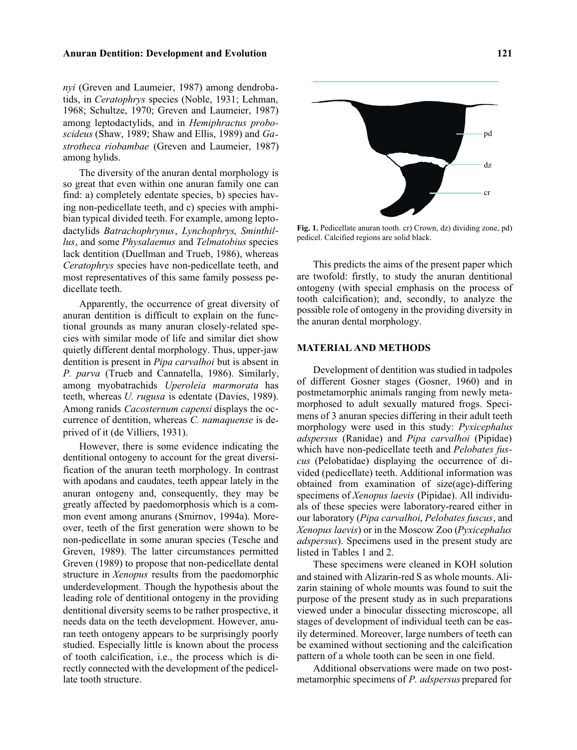*nyi* (Greven and Laumeier, 1987) among dendrobatids, in *Ceratophrys* species (Noble, 1931; Lehman, 1968; Schultze, 1970; Greven and Laumeier, 1987) among leptodactylids, and in *Hemiphractus proboscideus* (Shaw, 1989; Shaw and Ellis, 1989) and *Gastrotheca riobambae* (Greven and Laumeier, 1987) among hylids.

The diversity of the anuran dental morphology is so great that even within one anuran family one can find: a) completely edentate species, b) species having non-pedicellate teeth, and c) species with amphibian typical divided teeth. For example, among leptodactylids *Batrachophrynus*, *Lynchophrys*, *Sminthillus*, and some *Physalaemus* and *Telmatobius* species lack dentition (Duellman and Trueb, 1986), whereas *Ceratophrys* species have non-pedicellate teeth, and most representatives of this same family possess pedicellate teeth.

Apparently, the occurrence of great diversity of anuran dentition is difficult to explain on the functional grounds as many anuran closely-related species with similar mode of life and similar diet show quietly different dental morphology. Thus, upper-jaw dentition is present in *Pipa carvalhoi* but is absent in *P. parva* (Trueb and Cannatella, 1986). Similarly, among myobatrachids *Uperoleia marmorata* has teeth, whereas *U. rugusa* is edentate (Davies, 1989). Among ranids *Cacosternum capensi* displays the occurrence of dentition, whereas *C. namaquense* is deprived of it (de Villiers, 1931).

However, there is some evidence indicating the dentitional ontogeny to account for the great diversification of the anuran teeth morphology. In contrast with apodans and caudates, teeth appear lately in the anuran ontogeny and, consequently, they may be greatly affected by paedomorphosis which is a common event among anurans (Smirnov, 1994a). Moreover, teeth of the first generation were shown to be non-pedicellate in some anuran species (Tesche and Greven, 1989). The latter circumstances permitted Greven (1989) to propose that non-pedicellate dental structure in *Xenopus* results from the paedomorphic underdevelopment. Though the hypothesis about the leading role of dentitional ontogeny in the providing dentitional diversity seems to be rather prospective, it needs data on the teeth development. However, anuran teeth ontogeny appears to be surprisingly poorly studied. Especially little is known about the process of tooth calcification, i.e., the process which is directly connected with the development of the pedicellate tooth structure.

**Fig. 1.** Pedicellate anuran tooth. cr) Crown, dz) dividing zone, pd) pedicel. Calcified regions are solid black.

This predicts the aims of the present paper which are twofold: firstly, to study the anuran dentitional ontogeny (with special emphasis on the process of tooth calcification); and, secondly, to analyze the possible role of ontogeny in the providing diversity in the anuran dental morphology.

## MATERIAL AND METHODS

Development of dentition was studied in tadpoles of different Gosner stages (Gosner, 1960) and in postmetamorphic animals ranging from newly metamorphosed to adult sexually matured frogs. Specimens of 3 anuran species differing in their adult teeth morphology were used in this study: *Pyxicephalus adspersus* (Ranidae) and *Pipa carvalhoi* (Pipidae) which have non-pedicellate teeth and *Pelobates fuscus* (Pelobatidae) displaying the occurrence of divided (pedicellate) teeth. Additional information was obtained from examination of size(age)-differing specimens of *Xenopus laevis* (Pipidae). All individuals of these species were laboratory-reared either in our laboratory (*Pipa carvalhoi*, *Pelobates fuscus*, and *Xenopus laevis*) or in the Moscow Zoo (*Pyxicephalus adspersus*). Specimens used in the present study are listed in Tables 1 and 2.

These specimens were cleaned in KOH solution and stained with Alizarin-red S as whole mounts. Alizarin staining of whole mounts was found to suit the purpose of the present study as in such preparations viewed under a binocular dissecting microscope, all stages of development of individual teeth can be easily determined. Moreover, large numbers of teeth can be examined without sectioning and the calcification pattern of a whole tooth can be seen in one field.

Additional observations were made on two postmetamorphic specimens of *P. adspersus* prepared for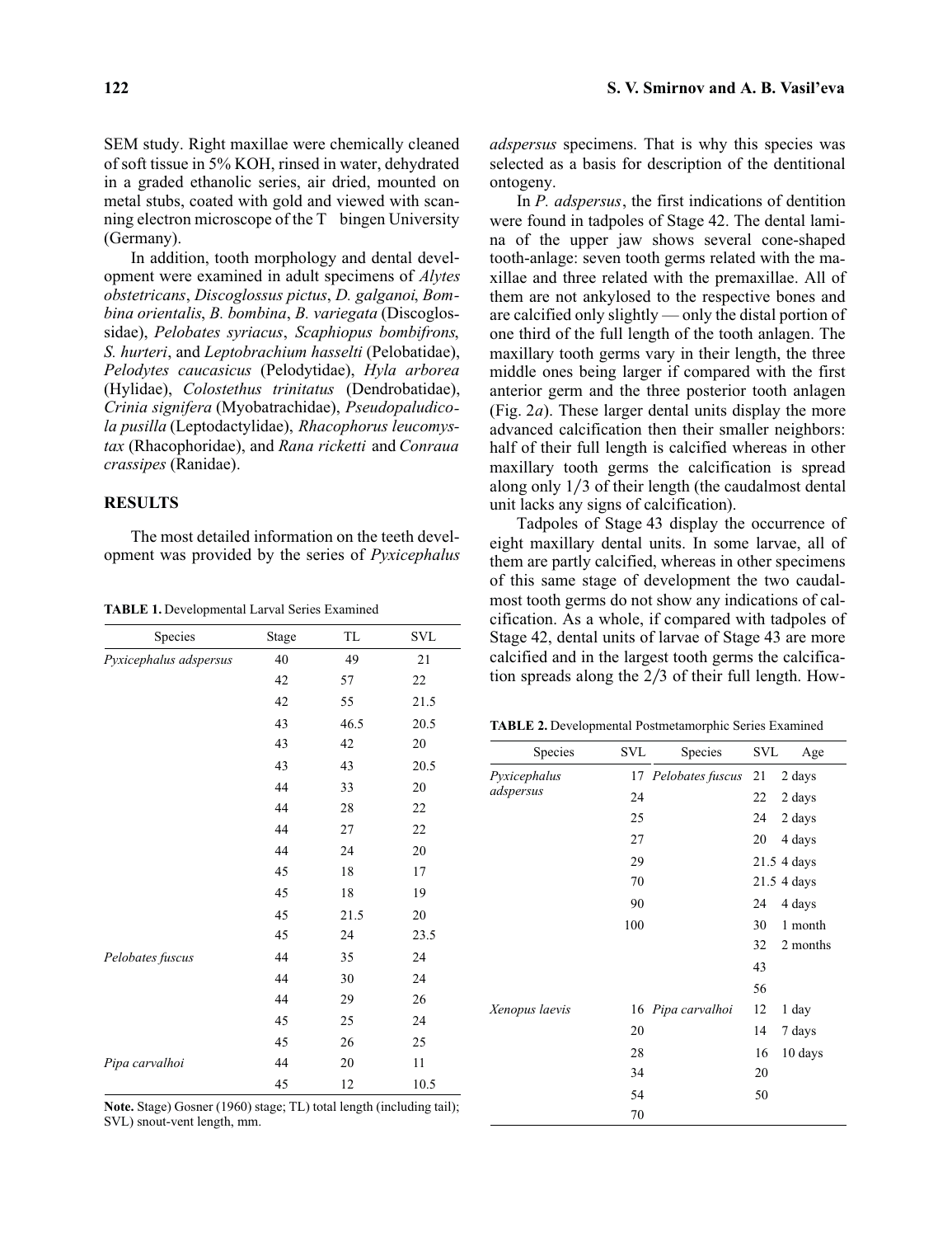SEM study. Right maxillae were chemically cleaned of soft tissue in 5% KOH, rinsed in water, dehydrated in a graded ethanolic series, air dried, mounted on metal stubs, coated with gold and viewed with scanning electron microscope of the T bingen University (Germany).

In addition, tooth morphology and dental development were examined in adult specimens of *Alytes obstetricans*, *Discoglossus pictus*, *D. galganoi*, *Bombina orientalis*, *B. bombina*, *B. variegata* (Discoglossidae), *Pelobates syriacus*, *Scaphiopus bombifrons*, *S. hurteri*, and *Leptobrachium hasselti* (Pelobatidae), *Pelodytes caucasicus* (Pelodytidae), *Hyla arborea* (Hylidae), *Colostethus trinitatus* (Dendrobatidae), *Crinia signifera* (Myobatrachidae), *Pseudopaludicola pusilla* (Leptodactylidae), *Rhacophorus leucomystax* (Rhacophoridae), and *Rana ricketti* and *Conraua crassipes* (Ranidae).

## RESULTS

The most detailed information on the teeth development was provided by the series of *Pyxicephalus adspersus* specimens. That is why this species was selected as a basis for description of the dentitional ontogeny.

**TABLE 1.** Developmental Larval Series Examined

| Species | Stage | TL | SVL |
|---|---|---|---|
| *Pyxicephalus adspersus* | 40 | 49 | 21 |
| | 42 | 57 | 22 |
| | 42 | 55 | 21.5 |
| | 43 | 46.5 | 20.5 |
| | 43 | 42 | 20 |
| | 43 | 43 | 20.5 |
| | 44 | 33 | 20 |
| | 44 | 28 | 22 |
| | 44 | 27 | 22 |
| | 44 | 24 | 20 |
| | 45 | 18 | 17 |
| | 45 | 18 | 19 |
| | 45 | 21.5 | 20 |
| | 45 | 24 | 23.5 |
| *Pelobates fuscus* | 44 | 35 | 24 |
| | 44 | 30 | 24 |
| | 44 | 29 | 26 |
| | 45 | 25 | 24 |
| | 45 | 26 | 25 |
| *Pipa carvalhoi* | 44 | 20 | 11 |
| | 45 | 12 | 10.5 |

**Note.** Stage) Gosner (1960) stage; TL) total length (including tail); SVL) snout-vent length, mm.

In *P. adspersus*, the first indications of dentition were found in tadpoles of Stage 42. The dental lamina of the upper jaw shows several cone-shaped tooth-anlage: seven tooth germs related with the maxillae and three related with the premaxillae. All of them are not ankylosed to the respective bones and are calcified only slightly — only the distal portion of one third of the full length of the tooth anlagen. The maxillary tooth germs vary in their length, the three middle ones being larger if compared with the first anterior germ and the three posterior tooth anlagen (Fig. 2*a*). These larger dental units display the more advanced calcification then their smaller neighbors: half of their full length is calcified whereas in other maxillary tooth germs the calcification is spread along only 1/3 of their length (the caudalmost dental unit lacks any signs of calcification).

Tadpoles of Stage 43 display the occurrence of eight maxillary dental units. In some larvae, all of them are partly calcified, whereas in other specimens of this same stage of development the two caudalmost tooth germs do not show any indications of calcification. As a whole, if compared with tadpoles of Stage 42, dental units of larvae of Stage 43 are more calcified and in the largest tooth germs the calcification spreads along the 2/3 of their full length. How-

**TABLE 2.** Developmental Postmetamorphic Series Examined

| Species | SVL | Species | SVL | Age |
|---|---|---|---|---|
| *Pyxicephalus adspersus* | 17 | *Pelobates fuscus* | 21 | 2 days |
| | 24 | | 22 | 2 days |
| | 25 | | 24 | 2 days |
| | 27 | | 20 | 4 days |
| | 29 | | 21.5 | 4 days |
| | 70 | | 21.5 | 4 days |
| | 90 | | 24 | 4 days |
| | 100 | | 30 | 1 month |
| | | | 32 | 2 months |
| | | | 43 | |
| | | | 56 | |
| *Xenopus laevis* | 16 | *Pipa carvalhoi* | 12 | 1 day |
| | 20 | | 14 | 7 days |
| | 28 | | 16 | 10 days |
| | 34 | | 20 | |
| | 54 | | 50 | |
| | 70 | | | |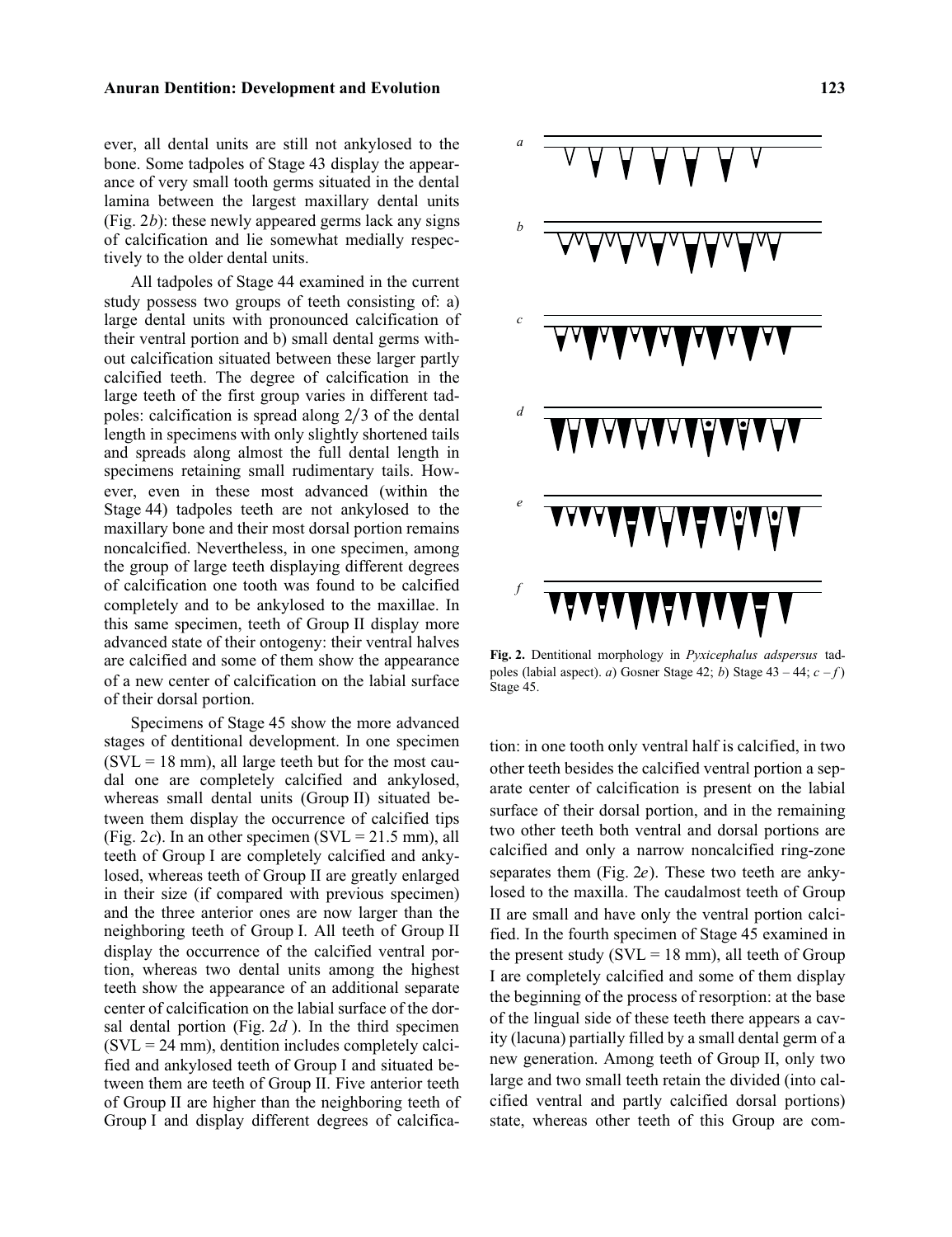ever, all dental units are still not ankylosed to the bone. Some tadpoles of Stage 43 display the appearance of very small tooth germs situated in the dental lamina between the largest maxillary dental units (Fig. 2*b*): these newly appeared germs lack any signs of calcification and lie somewhat medially respectively to the older dental units.

All tadpoles of Stage 44 examined in the current study possess two groups of teeth consisting of: a) large dental units with pronounced calcification of their ventral portion and b) small dental germs without calcification situated between these larger partly calcified teeth. The degree of calcification in the large teeth of the first group varies in different tadpoles: calcification is spread along 2/3 of the dental length in specimens with only slightly shortened tails and spreads along almost the full dental length in specimens retaining small rudimentary tails. However, even in these most advanced (within the Stage 44) tadpoles teeth are not ankylosed to the maxillary bone and their most dorsal portion remains noncalcified. Nevertheless, in one specimen, among the group of large teeth displaying different degrees of calcification one tooth was found to be calcified completely and to be ankylosed to the maxillae. In this same specimen, teeth of Group II display more advanced state of their ontogeny: their ventral halves are calcified and some of them show the appearance of a new center of calcification on the labial surface of their dorsal portion.

Specimens of Stage 45 show the more advanced stages of dentitional development. In one specimen (SVL = 18 mm), all large teeth but for the most caudal one are completely calcified and ankylosed, whereas small dental units (Group II) situated between them display the occurrence of calcified tips (Fig. 2*c*). In an other specimen (SVL = 21.5 mm), all teeth of Group I are completely calcified and ankylosed, whereas teeth of Group II are greatly enlarged in their size (if compared with previous specimen) and the three anterior ones are now larger than the neighboring teeth of Group I. All teeth of Group II display the occurrence of the calcified ventral portion, whereas two dental units among the highest teeth show the appearance of an additional separate center of calcification on the labial surface of the dorsal dental portion (Fig. 2*d* ). In the third specimen (SVL = 24 mm), dentition includes completely calcified and ankylosed teeth of Group I and situated between them are teeth of Group II. Five anterior teeth of Group II are higher than the neighboring teeth of Group I and display different degrees of calcification: in one tooth only ventral half is calcified, in two other teeth besides the calcified ventral portion a separate center of calcification is present on the labial surface of their dorsal portion, and in the remaining two other teeth both ventral and dorsal portions are calcified and only a narrow noncalcified ring-zone separates them (Fig. 2*e*). These two teeth are ankylosed to the maxilla. The caudalmost teeth of Group II are small and have only the ventral portion calcified. In the fourth specimen of Stage 45 examined in the present study (SVL = 18 mm), all teeth of Group I are completely calcified and some of them display the beginning of the process of resorption: at the base of the lingual side of these teeth there appears a cavity (lacuna) partially filled by a small dental germ of a new generation. Among teeth of Group II, only two large and two small teeth retain the divided (into calcified ventral and partly calcified dorsal portions) state, whereas other teeth of this Group are com-

**Fig. 2.** Dentitional morphology in *Pyxicephalus adspersus* tadpoles (labial aspect). *a*) Gosner Stage 42; *b*) Stage 43 – 44; *c – f* ) Stage 45.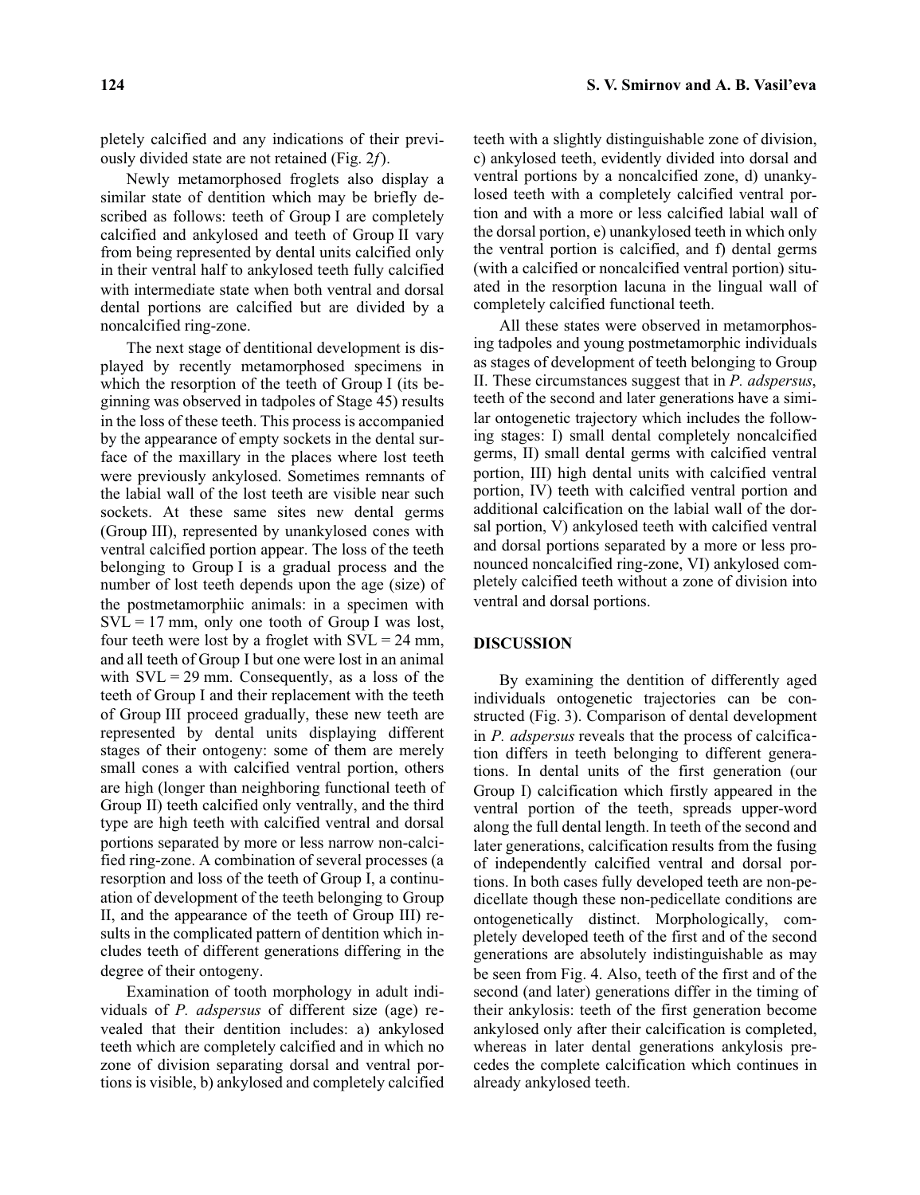pletely calcified and any indications of their previously divided state are not retained (Fig. 2*f*).

Newly metamorphosed froglets also display a similar state of dentition which may be briefly described as follows: teeth of Group I are completely calcified and ankylosed and teeth of Group II vary from being represented by dental units calcified only in their ventral half to ankylosed teeth fully calcified with intermediate state when both ventral and dorsal dental portions are calcified but are divided by a noncalcified ring-zone.

The next stage of dentitional development is displayed by recently metamorphosed specimens in which the resorption of the teeth of Group I (its beginning was observed in tadpoles of Stage 45) results in the loss of these teeth. This process is accompanied by the appearance of empty sockets in the dental surface of the maxillary in the places where lost teeth were previously ankylosed. Sometimes remnants of the labial wall of the lost teeth are visible near such sockets. At these same sites new dental germs (Group III), represented by unankylosed cones with ventral calcified portion appear. The loss of the teeth belonging to Group I is a gradual process and the number of lost teeth depends upon the age (size) of the postmetamorphiic animals: in a specimen with SVL = 17 mm, only one tooth of Group I was lost, four teeth were lost by a froglet with SVL = 24 mm, and all teeth of Group I but one were lost in an animal with SVL = 29 mm. Consequently, as a loss of the teeth of Group I and their replacement with the teeth of Group III proceed gradually, these new teeth are represented by dental units displaying different stages of their ontogeny: some of them are merely small cones a with calcified ventral portion, others are high (longer than neighboring functional teeth of Group II) teeth calcified only ventrally, and the third type are high teeth with calcified ventral and dorsal portions separated by more or less narrow non-calcified ring-zone. A combination of several processes (a resorption and loss of the teeth of Group I, a continuation of development of the teeth belonging to Group II, and the appearance of the teeth of Group III) results in the complicated pattern of dentition which includes teeth of different generations differing in the degree of their ontogeny.

Examination of tooth morphology in adult individuals of *P. adspersus* of different size (age) revealed that their dentition includes: a) ankylosed teeth which are completely calcified and in which no zone of division separating dorsal and ventral portions is visible, b) ankylosed and completely calcified teeth with a slightly distinguishable zone of division, c) ankylosed teeth, evidently divided into dorsal and ventral portions by a noncalcified zone, d) unankylosed teeth with a completely calcified ventral portion and with a more or less calcified labial wall of the dorsal portion, e) unankylosed teeth in which only the ventral portion is calcified, and f) dental germs (with a calcified or noncalcified ventral portion) situated in the resorption lacuna in the lingual wall of completely calcified functional teeth.

All these states were observed in metamorphosing tadpoles and young postmetamorphic individuals as stages of development of teeth belonging to Group II. These circumstances suggest that in *P. adspersus*, teeth of the second and later generations have a similar ontogenetic trajectory which includes the following stages: I) small dental completely noncalcified germs, II) small dental germs with calcified ventral portion, III) high dental units with calcified ventral portion, IV) teeth with calcified ventral portion and additional calcification on the labial wall of the dorsal portion, V) ankylosed teeth with calcified ventral and dorsal portions separated by a more or less pronounced noncalcified ring-zone, VI) ankylosed completely calcified teeth without a zone of division into ventral and dorsal portions.

## DISCUSSION

By examining the dentition of differently aged individuals ontogenetic trajectories can be constructed (Fig. 3). Comparison of dental development in *P. adspersus* reveals that the process of calcification differs in teeth belonging to different generations. In dental units of the first generation (our Group I) calcification which firstly appeared in the ventral portion of the teeth, spreads upper-word along the full dental length. In teeth of the second and later generations, calcification results from the fusing of independently calcified ventral and dorsal portions. In both cases fully developed teeth are non-pedicellate though these non-pedicellate conditions are ontogenetically distinct. Morphologically, completely developed teeth of the first and of the second generations are absolutely indistinguishable as may be seen from Fig. 4. Also, teeth of the first and of the second (and later) generations differ in the timing of their ankylosis: teeth of the first generation become ankylosed only after their calcification is completed, whereas in later dental generations ankylosis precedes the complete calcification which continues in already ankylosed teeth.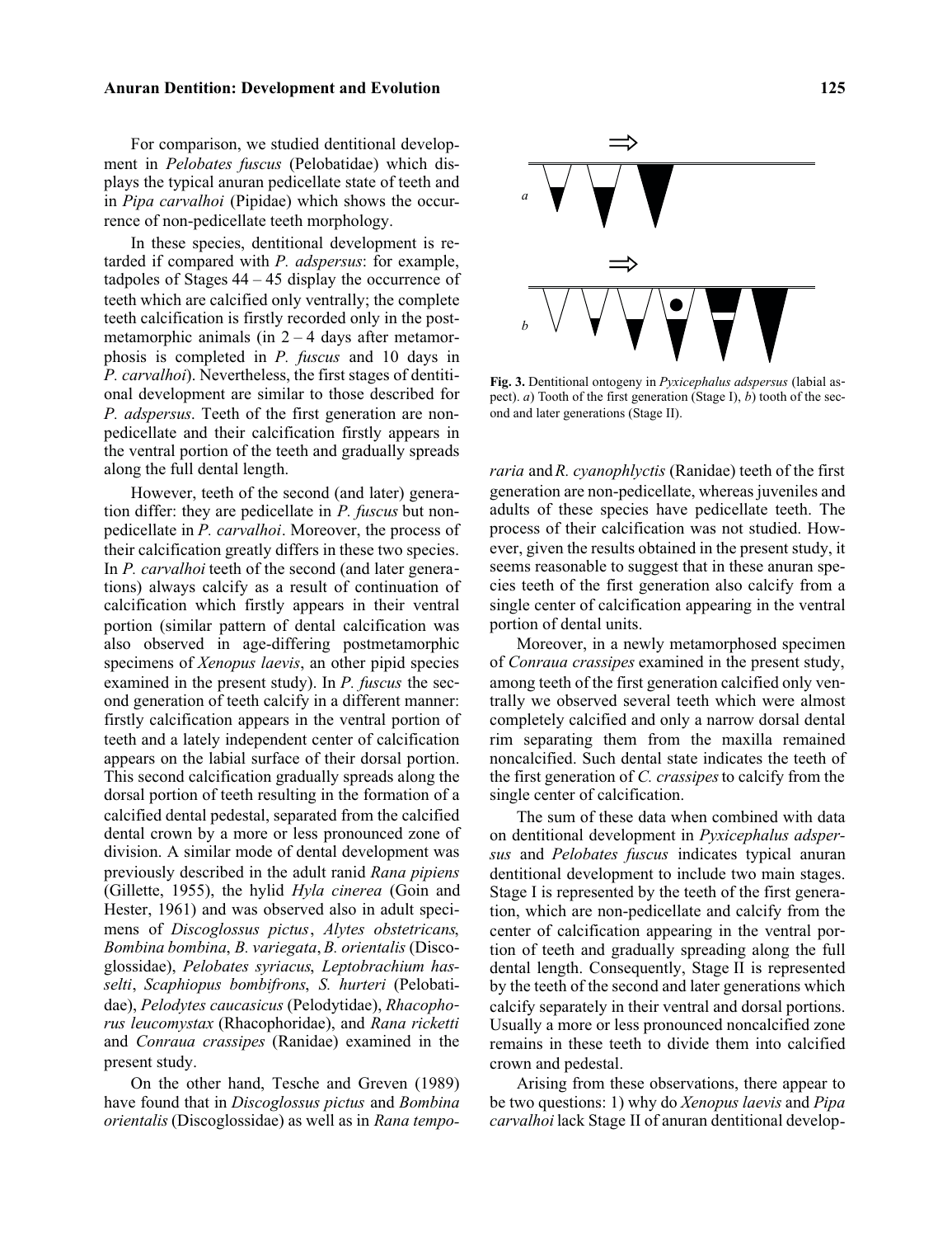For comparison, we studied dentitional development in *Pelobates fuscus* (Pelobatidae) which displays the typical anuran pedicellate state of teeth and in *Pipa carvalhoi* (Pipidae) which shows the occurrence of non-pedicellate teeth morphology.

In these species, dentitional development is retarded if compared with *P. adspersus*: for example, tadpoles of Stages 44 – 45 display the occurrence of teeth which are calcified only ventrally; the complete teeth calcification is firstly recorded only in the postmetamorphic animals (in 2 – 4 days after metamorphosis is completed in *P. fuscus* and 10 days in *P. carvalhoi*). Nevertheless, the first stages of dentitional development are similar to those described for *P. adspersus*. Teeth of the first generation are non-pedicellate and their calcification firstly appears in the ventral portion of the teeth and gradually spreads along the full dental length.

However, teeth of the second (and later) generation differ: they are pedicellate in *P. fuscus* but non-pedicellate in *P. carvalhoi*. Moreover, the process of their calcification greatly differs in these two species. In *P. carvalhoi* teeth of the second (and later generations) always calcify as a result of continuation of calcification which firstly appears in their ventral portion (similar pattern of dental calcification was also observed in age-differing postmetamorphic specimens of *Xenopus laevis*, an other pipid species examined in the present study). In *P. fuscus* the second generation of teeth calcify in a different manner: firstly calcification appears in the ventral portion of teeth and a lately independent center of calcification appears on the labial surface of their dorsal portion. This second calcification gradually spreads along the dorsal portion of teeth resulting in the formation of a calcified dental pedestal, separated from the calcified dental crown by a more or less pronounced zone of division. A similar mode of dental development was previously described in the adult ranid *Rana pipiens* (Gillette, 1955), the hylid *Hyla cinerea* (Goin and Hester, 1961) and was observed also in adult specimens of *Discoglossus pictus*, *Alytes obstetricans*, *Bombina bombina*, *B. variegata*, *B. orientalis* (Discoglossidae), *Pelobates syriacus*, *Leptobrachium hasselti*, *Scaphiopus bombifrons*, *S. hurteri* (Pelobatidae), *Pelodytes caucasicus* (Pelodytidae), *Rhacophorus leucomystax* (Rhacophoridae), and *Rana ricketti* and *Conraua crassipes* (Ranidae) examined in the present study.

On the other hand, Tesche and Greven (1989) have found that in *Discoglossus pictus* and *Bombina orientalis* (Discoglossidae) as well as in *Rana temporaria* and *R. cyanophlyctis* (Ranidae) teeth of the first generation are non-pedicellate, whereas juveniles and adults of these species have pedicellate teeth. The process of their calcification was not studied. However, given the results obtained in the present study, it seems reasonable to suggest that in these anuran species teeth of the first generation also calcify from a single center of calcification appearing in the ventral portion of dental units.

**Fig. 3.** Dentitional ontogeny in *Pyxicephalus adspersus* (labial aspect). *a*) Tooth of the first generation (Stage I), *b*) tooth of the second and later generations (Stage II).

Moreover, in a newly metamorphosed specimen of *Conraua crassipes* examined in the present study, among teeth of the first generation calcified only ventrally we observed several teeth which were almost completely calcified and only a narrow dorsal dental rim separating them from the maxilla remained noncalcified. Such dental state indicates the teeth of the first generation of *C. crassipes* to calcify from the single center of calcification.

The sum of these data when combined with data on dentitional development in *Pyxicephalus adspersus* and *Pelobates fuscus* indicates typical anuran dentitional development to include two main stages. Stage I is represented by the teeth of the first generation, which are non-pedicellate and calcify from the center of calcification appearing in the ventral portion of teeth and gradually spreading along the full dental length. Consequently, Stage II is represented by the teeth of the second and later generations which calcify separately in their ventral and dorsal portions. Usually a more or less pronounced noncalcified zone remains in these teeth to divide them into calcified crown and pedestal.

Arising from these observations, there appear to be two questions: 1) why do *Xenopus laevis* and *Pipa carvalhoi* lack Stage II of anuran dentitional develop-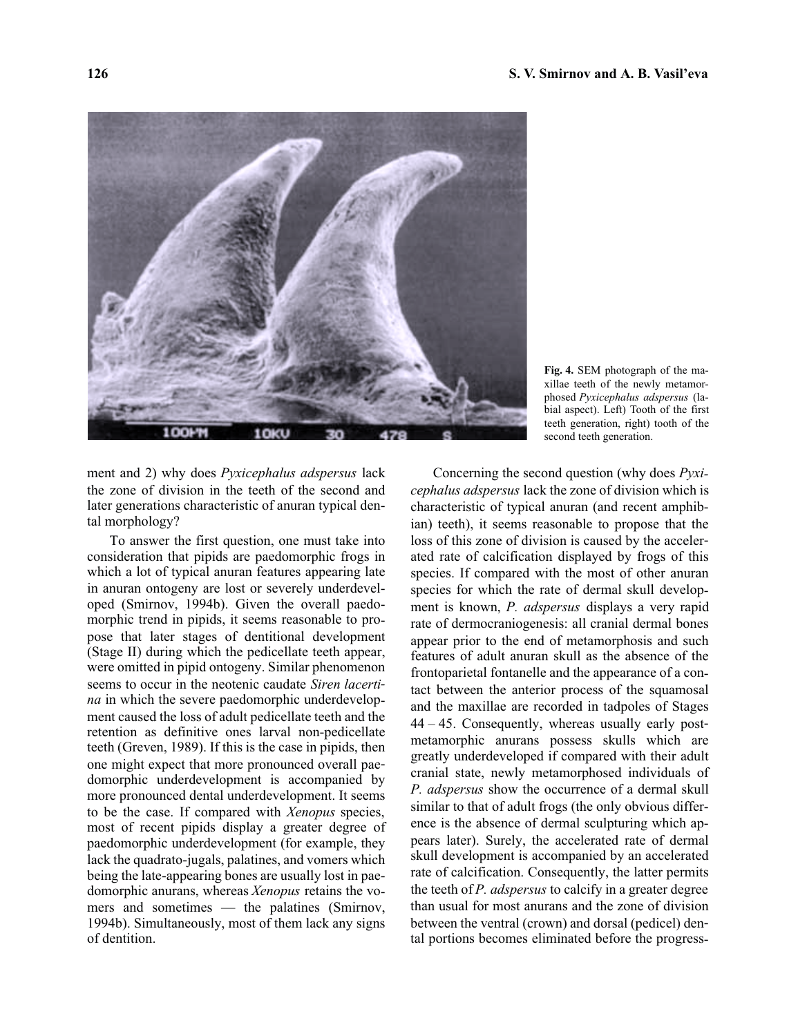**Fig. 4.** SEM photograph of the maxillae teeth of the newly metamorphosed *Pyxicephalus adspersus* (labial aspect). Left) Tooth of the first teeth generation, right) tooth of the second teeth generation.

ment and 2) why does *Pyxicephalus adspersus* lack the zone of division in the teeth of the second and later generations characteristic of anuran typical dental morphology?

To answer the first question, one must take into consideration that pipids are paedomorphic frogs in which a lot of typical anuran features appearing late in anuran ontogeny are lost or severely underdeveloped (Smirnov, 1994b). Given the overall paedomorphic trend in pipids, it seems reasonable to propose that later stages of dentitional development (Stage II) during which the pedicellate teeth appear, were omitted in pipid ontogeny. Similar phenomenon seems to occur in the neotenic caudate *Siren lacertina* in which the severe paedomorphic underdevelopment caused the loss of adult pedicellate teeth and the retention as definitive ones larval non-pedicellate teeth (Greven, 1989). If this is the case in pipids, then one might expect that more pronounced overall paedomorphic underdevelopment is accompanied by more pronounced dental underdevelopment. It seems to be the case. If compared with *Xenopus* species, most of recent pipids display a greater degree of paedomorphic underdevelopment (for example, they lack the quadrato-jugals, palatines, and vomers which being the late-appearing bones are usually lost in paedomorphic anurans, whereas *Xenopus* retains the vomers and sometimes — the palatines (Smirnov, 1994b). Simultaneously, most of them lack any signs of dentition.

Concerning the second question (why does *Pyxicephalus adspersus* lack the zone of division which is characteristic of typical anuran (and recent amphibian) teeth), it seems reasonable to propose that the loss of this zone of division is caused by the accelerated rate of calcification displayed by frogs of this species. If compared with the most of other anuran species for which the rate of dermal skull development is known, *P. adspersus* displays a very rapid rate of dermocraniogenesis: all cranial dermal bones appear prior to the end of metamorphosis and such features of adult anuran skull as the absence of the frontoparietal fontanelle and the appearance of a contact between the anterior process of the squamosal and the maxillae are recorded in tadpoles of Stages 44 – 45. Consequently, whereas usually early postmetamorphic anurans possess skulls which are greatly underdeveloped if compared with their adult cranial state, newly metamorphosed individuals of *P. adspersus* show the occurrence of a dermal skull similar to that of adult frogs (the only obvious difference is the absence of dermal sculpturing which appears later). Surely, the accelerated rate of dermal skull development is accompanied by an accelerated rate of calcification. Consequently, the latter permits the teeth of *P. adspersus* to calcify in a greater degree than usual for most anurans and the zone of division between the ventral (crown) and dorsal (pedicel) dental portions becomes eliminated before the progress-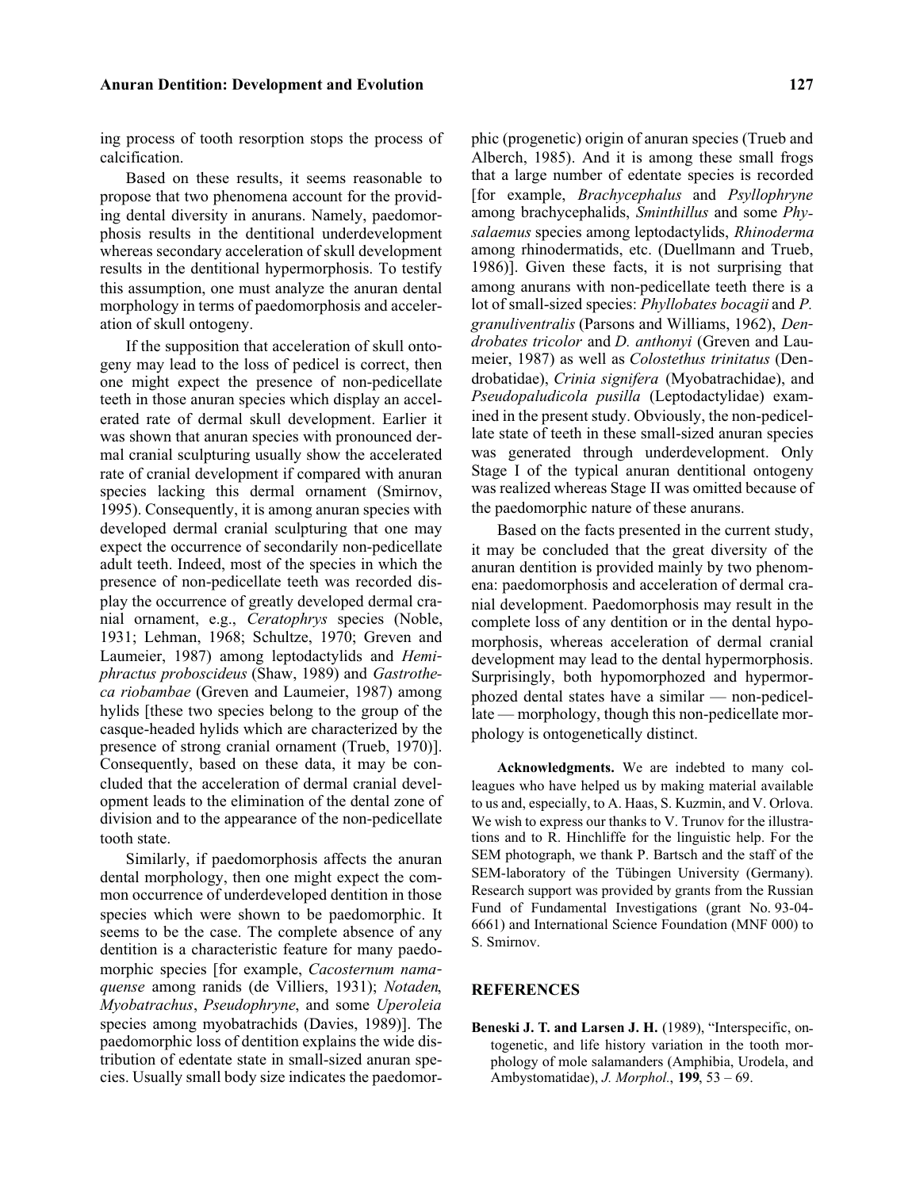ing process of tooth resorption stops the process of calcification.

Based on these results, it seems reasonable to propose that two phenomena account for the providing dental diversity in anurans. Namely, paedomorphosis results in the dentitional underdevelopment whereas secondary acceleration of skull development results in the dentitional hypermorphosis. To testify this assumption, one must analyze the anuran dental morphology in terms of paedomorphosis and acceleration of skull ontogeny.

If the supposition that acceleration of skull ontogeny may lead to the loss of pedicel is correct, then one might expect the presence of non-pedicellate teeth in those anuran species which display an accelerated rate of dermal skull development. Earlier it was shown that anuran species with pronounced dermal cranial sculpturing usually show the accelerated rate of cranial development if compared with anuran species lacking this dermal ornament (Smirnov, 1995). Consequently, it is among anuran species with developed dermal cranial sculpturing that one may expect the occurrence of secondarily non-pedicellate adult teeth. Indeed, most of the species in which the presence of non-pedicellate teeth was recorded display the occurrence of greatly developed dermal cranial ornament, e.g., *Ceratophrys* species (Noble, 1931; Lehman, 1968; Schultze, 1970; Greven and Laumeier, 1987) among leptodactylids and *Hemiphractus proboscideus* (Shaw, 1989) and *Gastrotheca riobambae* (Greven and Laumeier, 1987) among hylids [these two species belong to the group of the casque-headed hylids which are characterized by the presence of strong cranial ornament (Trueb, 1970)]. Consequently, based on these data, it may be concluded that the acceleration of dermal cranial development leads to the elimination of the dental zone of division and to the appearance of the non-pedicellate tooth state.

Similarly, if paedomorphosis affects the anuran dental morphology, then one might expect the common occurrence of underdeveloped dentition in those species which were shown to be paedomorphic. It seems to be the case. The complete absence of any dentition is a characteristic feature for many paedomorphic species [for example, *Cacosternum namaquense* among ranids (de Villiers, 1931); *Notaden*, *Myobatrachus*, *Pseudophryne*, and some *Uperoleia* species among myobatrachids (Davies, 1989)]. The paedomorphic loss of dentition explains the wide distribution of edentate state in small-sized anuran species. Usually small body size indicates the paedomorphic (progenetic) origin of anuran species (Trueb and Alberch, 1985). And it is among these small frogs that a large number of edentate species is recorded [for example, *Brachycephalus* and *Psyllophryne* among brachycephalids, *Sminthillus* and some *Physalaemus* species among leptodactylids, *Rhinoderma* among rhinodermatids, etc. (Duellmann and Trueb, 1986)]. Given these facts, it is not surprising that among anurans with non-pedicellate teeth there is a lot of small-sized species: *Phyllobates bocagii* and *P. granuliventralis* (Parsons and Williams, 1962), *Dendrobates tricolor* and *D. anthonyi* (Greven and Laumeier, 1987) as well as *Colostethus trinitatus* (Dendrobatidae), *Crinia signifera* (Myobatrachidae), and *Pseudopaludicola pusilla* (Leptodactylidae) examined in the present study. Obviously, the non-pedicellate state of teeth in these small-sized anuran species was generated through underdevelopment. Only Stage I of the typical anuran dentitional ontogeny was realized whereas Stage II was omitted because of the paedomorphic nature of these anurans.

Based on the facts presented in the current study, it may be concluded that the great diversity of the anuran dentition is provided mainly by two phenomena: paedomorphosis and acceleration of dermal cranial development. Paedomorphosis may result in the complete loss of any dentition or in the dental hypomorphosis, whereas acceleration of dermal cranial development may lead to the dental hypermorphosis. Surprisingly, both hypomorphozed and hypermorphozed dental states have a similar — non-pedicellate — morphology, though this non-pedicellate morphology is ontogenetically distinct.

**Acknowledgments.** We are indebted to many colleagues who have helped us by making material available to us and, especially, to A. Haas, S. Kuzmin, and V. Orlova. We wish to express our thanks to V. Trunov for the illustrations and to R. Hinchliffe for the linguistic help. For the SEM photograph, we thank P. Bartsch and the staff of the SEM-laboratory of the Tübingen University (Germany). Research support was provided by grants from the Russian Fund of Fundamental Investigations (grant No. 93-04-6661) and International Science Foundation (MNF 000) to S. Smirnov.

## REFERENCES

**Beneski J. T. and Larsen J. H.** (1989), "Interspecific, ontogenetic, and life history variation in the tooth morphology of mole salamanders (Amphibia, Urodela, and Ambystomatidae), *J. Morphol.*, **199**, 53 – 69.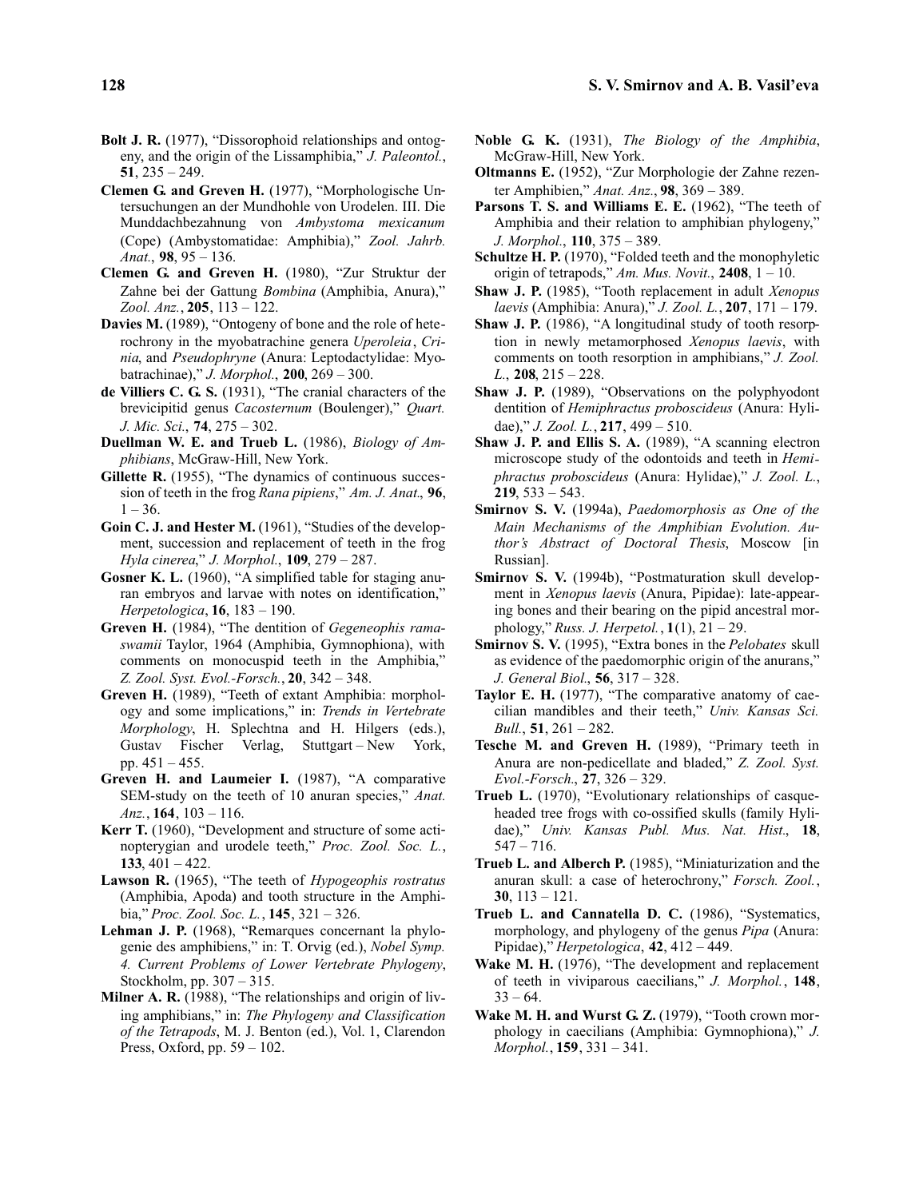**Bolt J. R.** (1977), "Dissorophoid relationships and ontogeny, and the origin of the Lissamphibia," *J. Paleontol.*, **51**, 235 – 249.

**Clemen G. and Greven H.** (1977), "Morphologische Untersuchungen an der Mundhohle von Urodelen. III. Die Munddachbezahnung von *Ambystoma mexicanum* (Cope) (Ambystomatidae: Amphibia)," *Zool. Jahrb. Anat.*, **98**, 95 – 136.

**Clemen G. and Greven H.** (1980), "Zur Struktur der Zahne bei der Gattung *Bombina* (Amphibia, Anura)," *Zool. Anz.*, **205**, 113 – 122.

**Davies M.** (1989), "Ontogeny of bone and the role of heterochrony in the myobatrachine genera *Uperoleia*, *Crinia*, and *Pseudophryne* (Anura: Leptodactylidae: Myobatrachinae)," *J. Morphol.*, **200**, 269 – 300.

**de Villiers C. G. S.** (1931), "The cranial characters of the brevicipitid genus *Cacosternum* (Boulenger)," *Quart. J. Mic. Sci.*, **74**, 275 – 302.

**Duellman W. E. and Trueb L.** (1986), *Biology of Amphibians*, McGraw-Hill, New York.

**Gillette R.** (1955), "The dynamics of continuous succession of teeth in the frog *Rana pipiens*," *Am. J. Anat.*, **96**, 1 – 36.

**Goin C. J. and Hester M.** (1961), "Studies of the development, succession and replacement of teeth in the frog *Hyla cinerea*," *J. Morphol.*, **109**, 279 – 287.

**Gosner K. L.** (1960), "A simplified table for staging anuran embryos and larvae with notes on identification," *Herpetologica*, **16**, 183 – 190.

**Greven H.** (1984), "The dentition of *Gegeneophis ramaswamii* Taylor, 1964 (Amphibia, Gymnophiona), with comments on monocuspid teeth in the Amphibia," *Z. Zool. Syst. Evol.-Forsch.*, **20**, 342 – 348.

**Greven H.** (1989), "Teeth of extant Amphibia: morphology and some implications," in: *Trends in Vertebrate Morphology*, H. Splechtna and H. Hilgers (eds.), Gustav Fischer Verlag, Stuttgart – New York, pp. 451 – 455.

**Greven H. and Laumeier I.** (1987), "A comparative SEM-study on the teeth of 10 anuran species," *Anat. Anz.*, **164**, 103 – 116.

**Kerr T.** (1960), "Development and structure of some actinopterygian and urodele teeth," *Proc. Zool. Soc. L.*, **133**, 401 – 422.

**Lawson R.** (1965), "The teeth of *Hypogeophis rostratus* (Amphibia, Apoda) and tooth structure in the Amphibia," *Proc. Zool. Soc. L.*, **145**, 321 – 326.

**Lehman J. P.** (1968), "Remarques concernant la phylogenie des amphibiens," in: T. Orvig (ed.), *Nobel Symp. 4. Current Problems of Lower Vertebrate Phylogeny*, Stockholm, pp. 307 – 315.

**Milner A. R.** (1988), "The relationships and origin of living amphibians," in: *The Phylogeny and Classification of the Tetrapods*, M. J. Benton (ed.), Vol. 1, Clarendon Press, Oxford, pp. 59 – 102.

**Noble G. K.** (1931), *The Biology of the Amphibia*, McGraw-Hill, New York.

**Oltmanns E.** (1952), "Zur Morphologie der Zahne rezenter Amphibien," *Anat. Anz.*, **98**, 369 – 389.

**Parsons T. S. and Williams E. E.** (1962), "The teeth of Amphibia and their relation to amphibian phylogeny," *J. Morphol.*, **110**, 375 – 389.

**Schultze H. P.** (1970), "Folded teeth and the monophyletic origin of tetrapods," *Am. Mus. Novit.*, **2408**, 1 – 10.

**Shaw J. P.** (1985), "Tooth replacement in adult *Xenopus laevis* (Amphibia: Anura)," *J. Zool. L.*, **207**, 171 – 179.

**Shaw J. P.** (1986), "A longitudinal study of tooth resorption in newly metamorphosed *Xenopus laevis*, with comments on tooth resorption in amphibians," *J. Zool. L.*, **208**, 215 – 228.

**Shaw J. P.** (1989), "Observations on the polyphyodont dentition of *Hemiphractus proboscideus* (Anura: Hylidae)," *J. Zool. L.*, **217**, 499 – 510.

**Shaw J. P. and Ellis S. A.** (1989), "A scanning electron microscope study of the odontoids and teeth in *Hemiphractus proboscideus* (Anura: Hylidae)," *J. Zool. L.*, **219**, 533 – 543.

**Smirnov S. V.** (1994a), *Paedomorphosis as One of the Main Mechanisms of the Amphibian Evolution. Author's Abstract of Doctoral Thesis*, Moscow [in Russian].

**Smirnov S. V.** (1994b), "Postmaturation skull development in *Xenopus laevis* (Anura, Pipidae): late-appearing bones and their bearing on the pipid ancestral morphology," *Russ. J. Herpetol.*, **1**(1), 21 – 29.

**Smirnov S. V.** (1995), "Extra bones in the *Pelobates* skull as evidence of the paedomorphic origin of the anurans," *J. General Biol.*, **56**, 317 – 328.

**Taylor E. H.** (1977), "The comparative anatomy of caecilian mandibles and their teeth," *Univ. Kansas Sci. Bull.*, **51**, 261 – 282.

**Tesche M. and Greven H.** (1989), "Primary teeth in Anura are non-pedicellate and bladed," *Z. Zool. Syst. Evol.-Forsch.*, **27**, 326 – 329.

**Trueb L.** (1970), "Evolutionary relationships of casque-headed tree frogs with co-ossified skulls (family Hylidae)," *Univ. Kansas Publ. Mus. Nat. Hist.*, **18**, 547 – 716.

**Trueb L. and Alberch P.** (1985), "Miniaturization and the anuran skull: a case of heterochrony," *Forsch. Zool.*, **30**, 113 – 121.

**Trueb L. and Cannatella D. C.** (1986), "Systematics, morphology, and phylogeny of the genus *Pipa* (Anura: Pipidae)," *Herpetologica*, **42**, 412 – 449.

**Wake M. H.** (1976), "The development and replacement of teeth in viviparous caecilians," *J. Morphol.*, **148**, 33 – 64.

**Wake M. H. and Wurst G. Z.** (1979), "Tooth crown morphology in caecilians (Amphibia: Gymnophiona)," *J. Morphol.*, **159**, 331 – 341.